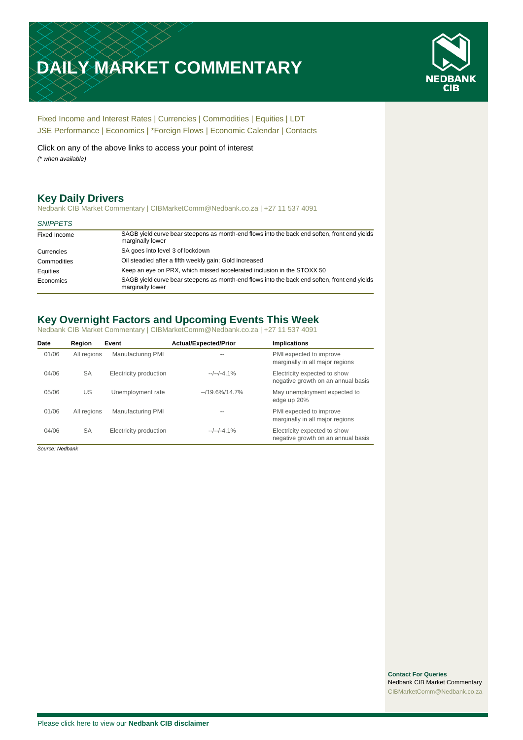# DAILY MARKET COMMENTARY

NEDBANK CIB

Fixed Income and Interest Rates | Currencies | Commodities | Equities | LDT
JSE Performance | Economics | *Foreign Flows | Economic Calendar | Contacts

Click on any of the above links to access your point of interest
*(* when available)*

## Key Daily Drivers

Nedbank CIB Market Commentary | CIBMarketComm@Nedbank.co.za | +27 11 537 4091

*SNIPPETS*

| | |
|---|---|
| Fixed Income | SAGB yield curve bear steepens as month-end flows into the back end soften, front end yields marginally lower |
| Currencies | SA goes into level 3 of lockdown |
| Commodities | Oil steadied after a fifth weekly gain; Gold increased |
| Equities | Keep an eye on PRX, which missed accelerated inclusion in the STOXX 50 |
| Economics | SAGB yield curve bear steepens as month-end flows into the back end soften, front end yields marginally lower |

## Key Overnight Factors and Upcoming Events This Week

Nedbank CIB Market Commentary | CIBMarketComm@Nedbank.co.za | +27 11 537 4091

| Date | Region | Event | Actual/Expected/Prior | Implications |
|---|---|---|---|---|
| 01/06 | All regions | Manufacturing PMI | -- | PMI expected to improve marginally in all major regions |
| 04/06 | SA | Electricity production | --/--/-4.1% | Electricity expected to show negative growth on an annual basis |
| 05/06 | US | Unemployment rate | --/19.6%/14.7% | May unemployment expected to edge up 20% |
| 01/06 | All regions | Manufacturing PMI | -- | PMI expected to improve marginally in all major regions |
| 04/06 | SA | Electricity production | --/--/-4.1% | Electricity expected to show negative growth on an annual basis |

*Source: Nedbank*

**Contact For Queries**
Nedbank CIB Market Commentary
CIBMarketComm@Nedbank.co.za

Please click here to view our **Nedbank CIB disclaimer**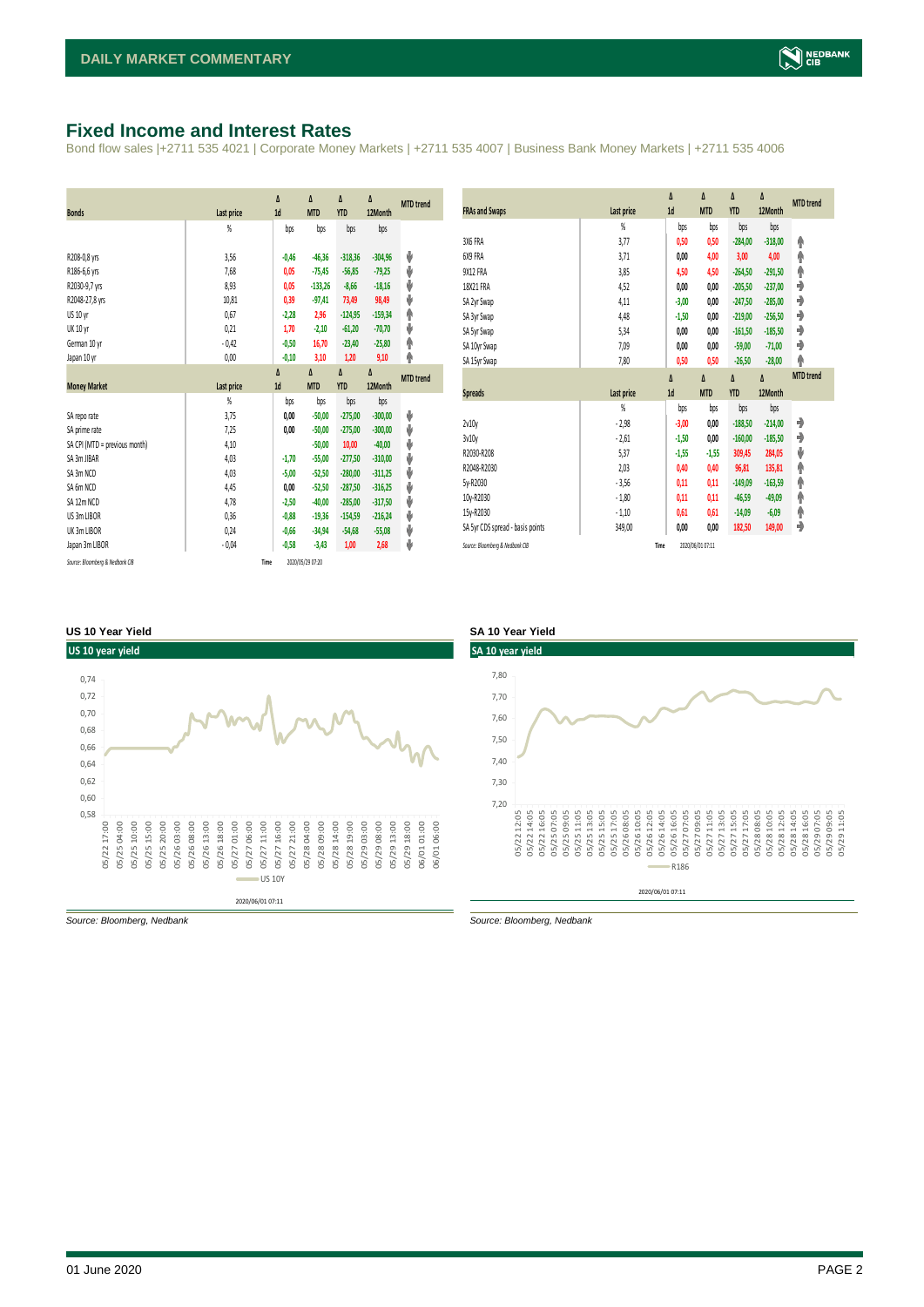## Fixed Income and Interest Rates

Bond flow sales |+2711 535 4021 | Corporate Money Markets | +2711 535 4007 | Business Bank Money Markets | +2711 535 4006

| Bonds | Last price | Δ 1d | Δ MTD | Δ YTD | Δ 12Month | MTD trend |
|---|---|---|---|---|---|---|
| | % | bps | bps | bps | bps | |
| R208-0,8 yrs | 3,56 | -0,46 | -46,36 | -318,36 | -304,96 | ⬇ |
| R186-6,6 yrs | 7,68 | 0,05 | -75,45 | -56,85 | -79,25 | ⬇ |
| R2030-9,7 yrs | 8,93 | 0,05 | -133,26 | -8,66 | -18,16 | ⬇ |
| R2048-27,8 yrs | 10,81 | 0,39 | -97,41 | 73,49 | 98,49 | ⬇ |
| US 10 yr | 0,67 | -2,28 | 2,96 | -124,95 | -159,34 | ⬆ |
| UK 10 yr | 0,21 | 1,70 | -2,10 | -61,20 | -70,70 | ⬇ |
| German 10 yr | -0,42 | -0,50 | 16,70 | -23,40 | -25,80 | ⬆ |
| Japan 10 yr | 0,00 | -0,10 | 3,10 | 1,20 | 9,10 | ⬆ |

| Money Market | Last price | Δ 1d | Δ MTD | Δ YTD | Δ 12Month | MTD trend |
|---|---|---|---|---|---|---|
| | % | bps | bps | bps | bps | |
| SA repo rate | 3,75 | 0,00 | -50,00 | -275,00 | -300,00 | ⬇ |
| SA prime rate | 7,25 | 0,00 | -50,00 | -275,00 | -300,00 | ⬇ |
| SA CPI (MTD = previous month) | 4,10 | | -50,00 | 10,00 | -40,00 | ⬇ |
| SA 3m JIBAR | 4,03 | -1,70 | -55,00 | -277,50 | -310,00 | ⬇ |
| SA 3m NCD | 4,03 | -5,00 | -52,50 | -280,00 | -311,25 | ⬇ |
| SA 6m NCD | 4,45 | 0,00 | -52,50 | -287,50 | -316,25 | ⬇ |
| SA 12m NCD | 4,78 | -2,50 | -40,00 | -285,00 | -317,50 | ⬇ |
| US 3m LIBOR | 0,36 | -0,88 | -19,36 | -154,59 | -216,24 | ⬇ |
| UK 3m LIBOR | 0,24 | -0,66 | -34,94 | -54,68 | -55,08 | ⬇ |
| Japan 3m LIBOR | -0,04 | -0,58 | -3,43 | 1,00 | 2,68 | ⬇ |

*Source: Bloomberg & Nedbank CIB* Time 2020/05/29 07:20

| FRAs and Swaps | Last price | Δ 1d | Δ MTD | Δ YTD | Δ 12Month | MTD trend |
|---|---|---|---|---|---|---|
| | % | bps | bps | bps | bps | |
| 3X6 FRA | 3,77 | 0,50 | 0,50 | -284,00 | -318,00 | ⬆ |
| 6X9 FRA | 3,71 | 0,00 | 4,00 | 3,00 | 4,00 | ⬆ |
| 9X12 FRA | 3,85 | 4,50 | 4,50 | -264,50 | -291,50 | ⬆ |
| 18X21 FRA | 4,52 | 0,00 | 0,00 | -205,50 | -237,00 | ➡ |
| SA 2yr Swap | 4,11 | -3,00 | 0,00 | -247,50 | -285,00 | ➡ |
| SA 3yr Swap | 4,48 | -1,50 | 0,00 | -219,00 | -256,50 | ➡ |
| SA 5yr Swap | 5,34 | 0,00 | 0,00 | -161,50 | -185,50 | ➡ |
| SA 10yr Swap | 7,09 | 0,00 | 0,00 | -59,00 | -71,00 | ➡ |
| SA 15yr Swap | 7,80 | 0,50 | 0,50 | -26,50 | -28,00 | ⬆ |

| Spreads | Last price | Δ 1d | Δ MTD | Δ YTD | Δ 12Month | MTD trend |
|---|---|---|---|---|---|---|
| | % | bps | bps | bps | bps | |
| 2v10y | -2,98 | -3,00 | 0,00 | -188,50 | -214,00 | ➡ |
| 3v10y | -2,61 | -1,50 | 0,00 | -160,00 | -185,50 | ➡ |
| R2030-R208 | 5,37 | -1,55 | -1,55 | 309,45 | 284,05 | ⬇ |
| R2048-R2030 | 2,03 | 0,40 | 0,40 | 96,81 | 135,81 | ⬆ |
| 5y-R2030 | -3,56 | 0,11 | 0,11 | -149,09 | -163,59 | ⬆ |
| 10y-R2030 | -1,80 | 0,11 | 0,11 | -46,59 | -49,09 | ⬆ |
| 15y-R2030 | -1,10 | 0,61 | 0,61 | -14,09 | -6,09 | ⬆ |
| SA 5yr CDS spread - basis points | 349,00 | 0,00 | 0,00 | 182,50 | 149,00 | ➡ |

*Source: Bloomberg & Nedbank CIB* Time 2020/06/01 07:11

### US 10 Year Yield

*Source: Bloomberg, Nedbank*

### SA 10 Year Yield

*Source: Bloomberg, Nedbank*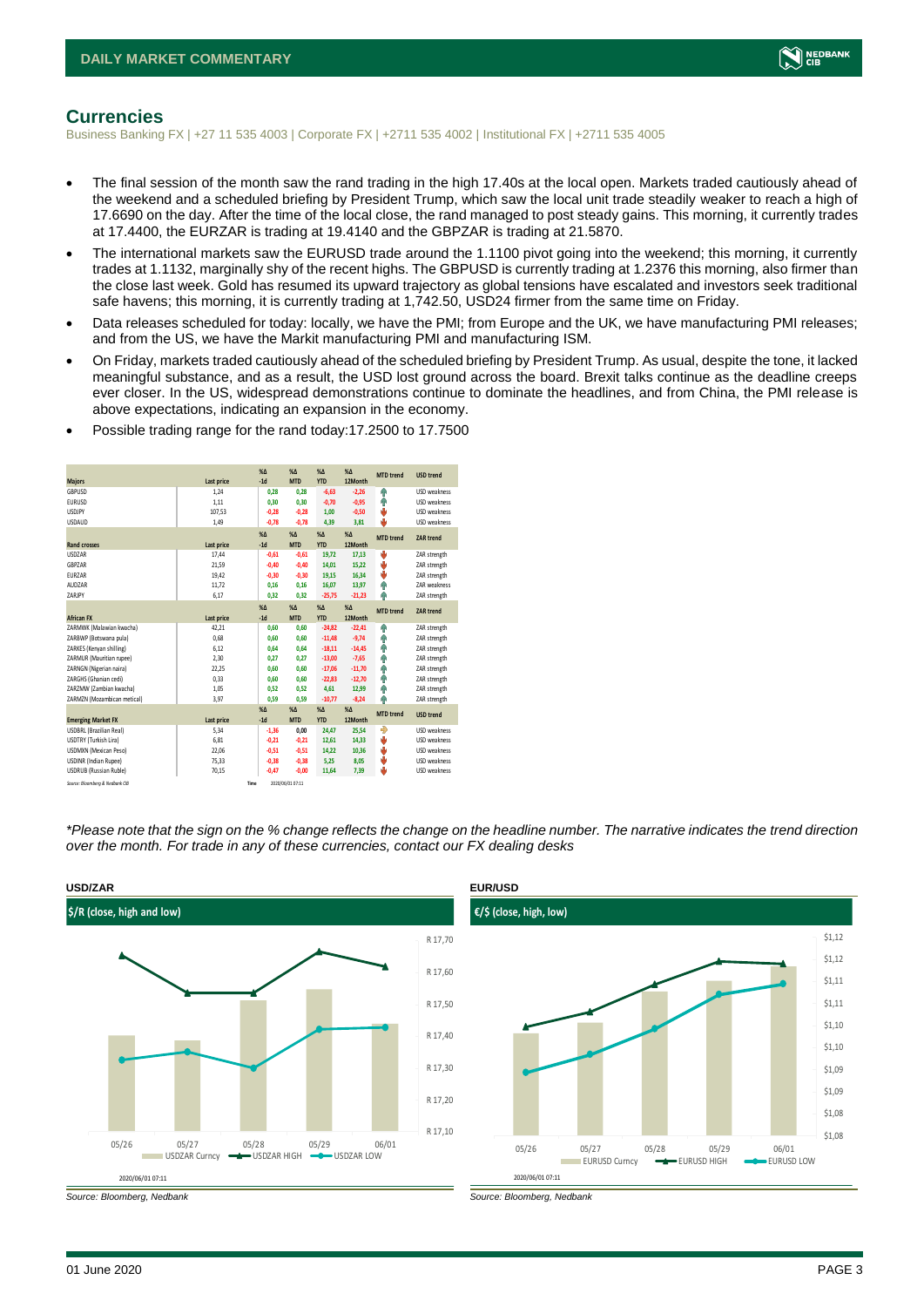## Currencies

Business Banking FX | +27 11 535 4003 | Corporate FX | +2711 535 4002 | Institutional FX | +2711 535 4005

- The final session of the month saw the rand trading in the high 17.40s at the local open. Markets traded cautiously ahead of the weekend and a scheduled briefing by President Trump, which saw the local unit trade steadily weaker to reach a high of 17.6690 on the day. After the time of the local close, the rand managed to post steady gains. This morning, it currently trades at 17.4400, the EURZAR is trading at 19.4140 and the GBPZAR is trading at 21.5870.
- The international markets saw the EURUSD trade around the 1.1100 pivot going into the weekend; this morning, it currently trades at 1.1132, marginally shy of the recent highs. The GBPUSD is currently trading at 1.2376 this morning, also firmer than the close last week. Gold has resumed its upward trajectory as global tensions have escalated and investors seek traditional safe havens; this morning, it is currently trading at 1,742.50, USD24 firmer from the same time on Friday.
- Data releases scheduled for today: locally, we have the PMI; from Europe and the UK, we have manufacturing PMI releases; and from the US, we have the Markit manufacturing PMI and manufacturing ISM.
- On Friday, markets traded cautiously ahead of the scheduled briefing by President Trump. As usual, despite the tone, it lacked meaningful substance, and as a result, the USD lost ground across the board. Brexit talks continue as the deadline creeps ever closer. In the US, widespread demonstrations continue to dominate the headlines, and from China, the PMI release is above expectations, indicating an expansion in the economy.
- Possible trading range for the rand today:17.2500 to 17.7500

| Majors | Last price | %Δ -1d | %Δ MTD | %Δ YTD | %Δ 12Month | MTD trend | USD trend |
|---|---|---|---|---|---|---|---|
| GBPUSD | 1,24 | 0,28 | 0,28 | -6,63 | -2,26 | ↑ | USD weakness |
| EURUSD | 1,11 | 0,30 | 0,30 | -0,70 | -0,95 | ↑ | USD weakness |
| USDJPY | 107,53 | -0,28 | -0,28 | 1,00 | -0,50 | ↓ | USD weakness |
| USDAUD | 1,49 | -0,78 | -0,78 | 4,39 | 3,81 | ↓ | USD weakness |
| **Rand crosses** | **Last price** | **%Δ -1d** | **%Δ MTD** | **%Δ YTD** | **%Δ 12Month** | **MTD trend** | **ZAR trend** |
| USDZAR | 17,44 | -0,61 | -0,61 | 19,72 | 17,13 | ↓ | ZAR strength |
| GBPZAR | 21,59 | -0,40 | -0,40 | 14,01 | 15,22 | ↓ | ZAR strength |
| EURZAR | 19,42 | -0,30 | -0,30 | 19,15 | 16,34 | ↓ | ZAR strength |
| AUDZAR | 11,72 | 0,16 | 0,16 | 16,07 | 13,97 | ↑ | ZAR weakness |
| ZARJPY | 6,17 | 0,32 | 0,32 | -25,75 | -21,23 | ↑ | ZAR strength |
| **African FX** | **Last price** | **%Δ -1d** | **%Δ MTD** | **%Δ YTD** | **%Δ 12Month** | **MTD trend** | **ZAR trend** |
| ZARMWK (Malawian kwacha) | 42,21 | 0,60 | 0,60 | -24,82 | -22,41 | ↑ | ZAR strength |
| ZARBWP (Botswana pula) | 0,68 | 0,60 | 0,60 | -11,48 | -9,74 | ↑ | ZAR strength |
| ZARKES (Kenyan shilling) | 6,12 | 0,64 | 0,64 | -18,11 | -14,45 | ↑ | ZAR strength |
| ZARMUR (Mauritian rupee) | 2,30 | 0,27 | 0,27 | -13,00 | -7,65 | ↑ | ZAR strength |
| ZARNGN (Nigerian naira) | 22,25 | 0,60 | 0,60 | -17,06 | -11,70 | ↑ | ZAR strength |
| ZARGHS (Ghanian cedi) | 0,33 | 0,60 | 0,60 | -22,83 | -12,70 | ↑ | ZAR strength |
| ZARZMW (Zambian kwacha) | 1,05 | 0,52 | 0,52 | 4,61 | 12,99 | ↑ | ZAR strength |
| ZARMZN (Mozambican metical) | 3,97 | 0,59 | 0,59 | -10,77 | -8,24 | ↑ | ZAR strength |
| **Emerging Market FX** | **Last price** | **%Δ -1d** | **%Δ MTD** | **%Δ YTD** | **%Δ 12Month** | **MTD trend** | **USD trend** |
| USDBRL (Brazilian Real) | 5,34 | -1,36 | 0,00 | 24,47 | 25,54 | → | USD weakness |
| USDTRY (Turkish Lira) | 6,81 | -0,21 | -0,21 | 12,61 | 14,33 | ↓ | USD weakness |
| USDMXN (Mexican Peso) | 22,06 | -0,51 | -0,51 | 14,22 | 10,36 | ↓ | USD weakness |
| USDINR (Indian Rupee) | 75,33 | -0,38 | -0,38 | 5,25 | 8,05 | ↓ | USD weakness |
| USDRUB (Russian Ruble) | 70,15 | -0,47 | -0,00 | 11,64 | 7,39 | ↓ | USD weakness |

Source: Bloomberg & Nedbank CIB | Time 2020/06/01 07:11

*\*Please note that the sign on the % change reflects the change on the headline number. The narrative indicates the trend direction over the month. For trade in any of these currencies, contact our FX dealing desks*

**USD/ZAR**

$/R (close, high and low)

Source: Bloomberg, Nedbank

**EUR/USD**

€/$ (close, high, low)

Source: Bloomberg, Nedbank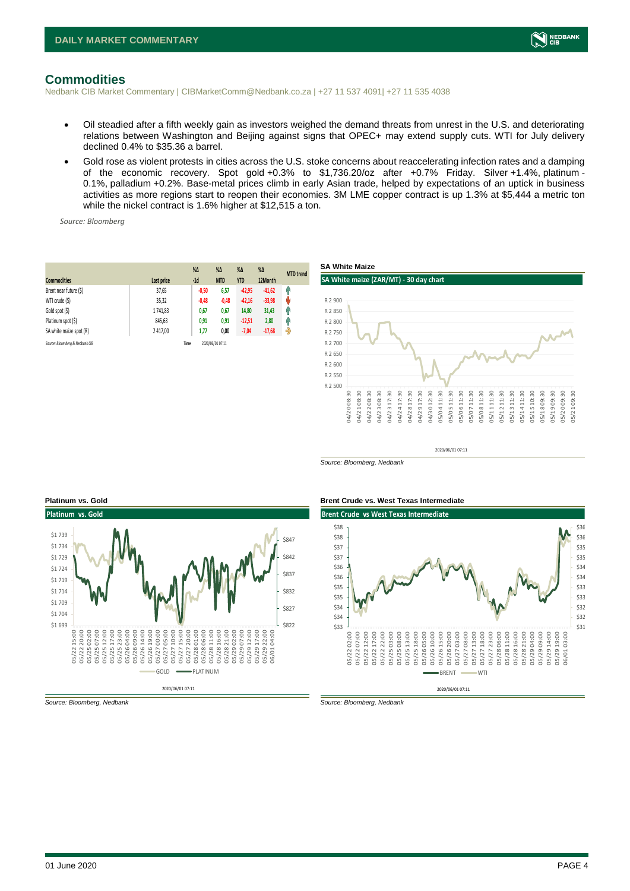## Commodities

Nedbank CIB Market Commentary | CIBMarketComm@Nedbank.co.za | +27 11 537 4091| +27 11 535 4038

- Oil steadied after a fifth weekly gain as investors weighed the demand threats from unrest in the U.S. and deteriorating relations between Washington and Beijing against signs that OPEC+ may extend supply cuts. WTI for July delivery declined 0.4% to $35.36 a barrel.
- Gold rose as violent protests in cities across the U.S. stoke concerns about reaccelerating infection rates and a damping of the economic recovery. Spot gold +0.3% to $1,736.20/oz after +0.7% Friday. Silver +1.4%, platinum -0.1%, palladium +0.2%. Base-metal prices climb in early Asian trade, helped by expectations of an uptick in business activities as more regions start to reopen their economies. 3M LME copper contract is up 1.3% at $5,444 a metric ton while the nickel contract is 1.6% higher at $12,515 a ton.

*Source: Bloomberg*

| Commodities | Last price | %Δ -1d | %Δ MTD | %Δ YTD | %Δ 12Month | MTD trend |
|---|---|---|---|---|---|---|
| Brent near future ($) | 37,65 | -0,50 | 6,57 | -42,95 | -41,62 | ↑ |
| WTI crude ($) | 35,32 | -0,48 | -0,48 | -42,16 | -33,98 | ↓ |
| Gold spot ($) | 1 741,83 | 0,67 | 0,67 | 14,80 | 31,43 | ↑ |
| Platinum spot ($) | 845,63 | 0,91 | 0,91 | -12,51 | 2,80 | ↑ |
| SA white maize spot (R) | 2 417,00 | 1,77 | 0,00 | -7,04 | -17,68 | → |

*Source: Bloomberg & Nedbank CIB* Time 2020/06/01 07:11

**SA White Maize**

*Source: Bloomberg, Nedbank*

**Platinum vs. Gold**

*Source: Bloomberg, Nedbank*

**Brent Crude vs. West Texas Intermediate**

*Source: Bloomberg, Nedbank*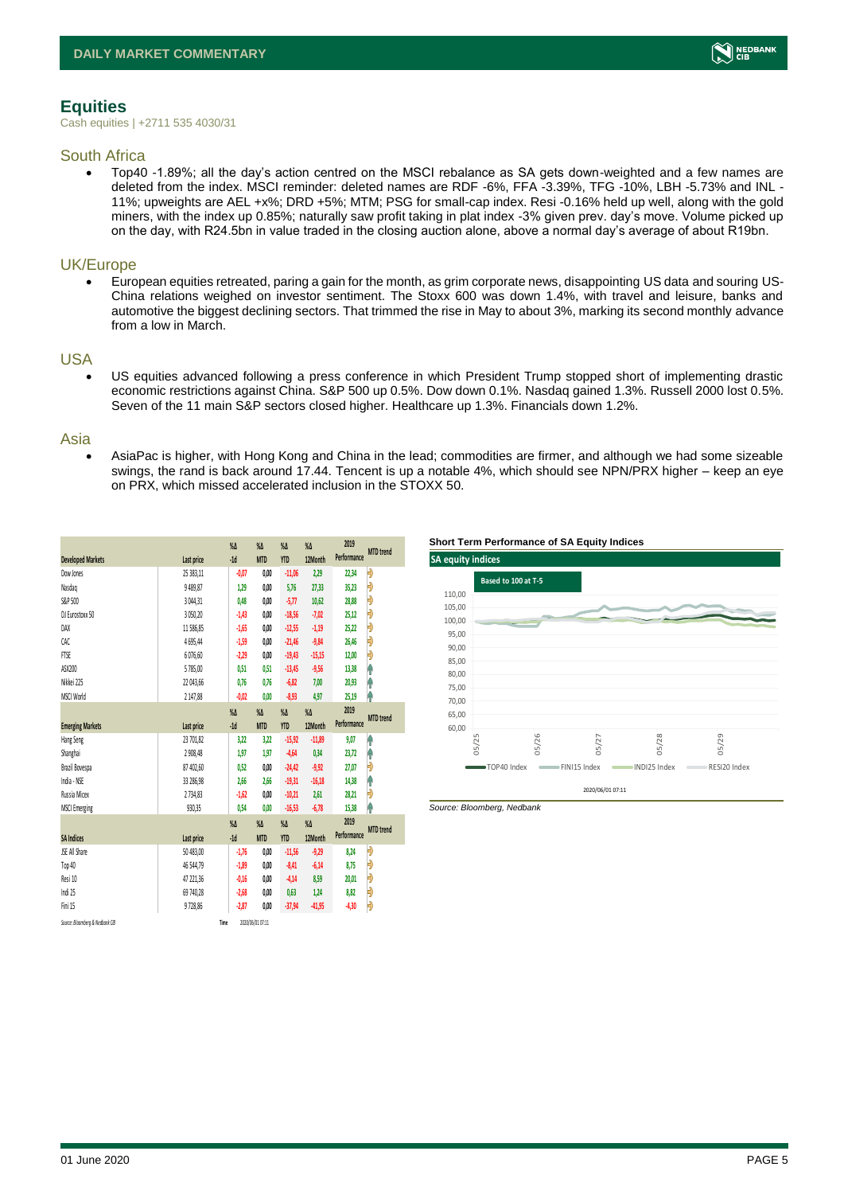## Equities

Cash equities | +2711 535 4030/31

### South Africa

- Top40 -1.89%; all the day's action centred on the MSCI rebalance as SA gets down-weighted and a few names are deleted from the index. MSCI reminder: deleted names are RDF -6%, FFA -3.39%, TFG -10%, LBH -5.73% and INL -11%; upweights are AEL +x%; DRD +5%; MTM; PSG for small-cap index. Resi -0.16% held up well, along with the gold miners, with the index up 0.85%; naturally saw profit taking in plat index -3% given prev. day's move. Volume picked up on the day, with R24.5bn in value traded in the closing auction alone, above a normal day's average of about R19bn.

### UK/Europe

- European equities retreated, paring a gain for the month, as grim corporate news, disappointing US data and souring US-China relations weighed on investor sentiment. The Stoxx 600 was down 1.4%, with travel and leisure, banks and automotive the biggest declining sectors. That trimmed the rise in May to about 3%, marking its second monthly advance from a low in March.

### USA

- US equities advanced following a press conference in which President Trump stopped short of implementing drastic economic restrictions against China. S&P 500 up 0.5%. Dow down 0.1%. Nasdaq gained 1.3%. Russell 2000 lost 0.5%. Seven of the 11 main S&P sectors closed higher. Healthcare up 1.3%. Financials down 1.2%.

### Asia

- AsiaPac is higher, with Hong Kong and China in the lead; commodities are firmer, and although we had some sizeable swings, the rand is back around 17.44. Tencent is up a notable 4%, which should see NPN/PRX higher – keep an eye on PRX, which missed accelerated inclusion in the STOXX 50.

| Developed Markets | Last price | %Δ -1d | %Δ MTD | %Δ YTD | %Δ 12Month | 2019 Performance | MTD trend |
|---|---|---|---|---|---|---|---|
| Dow Jones | 25 383,11 | -0,07 | 0,00 | -11,06 | 2,29 | 22,34 | ⇨ |
| Nasdaq | 9 489,87 | 1,29 | 0,00 | 5,76 | 27,33 | 35,23 | ⇨ |
| S&P 500 | 3 044,31 | 0,48 | 0,00 | -5,77 | 10,62 | 28,88 | ⇨ |
| DJ Eurostoxx 50 | 3 050,20 | -1,43 | 0,00 | -18,56 | -7,02 | 25,12 | ⇨ |
| DAX | 11 586,85 | -1,65 | 0,00 | -12,55 | -1,19 | 25,22 | ⇨ |
| CAC | 4 695,44 | -1,59 | 0,00 | -21,46 | -9,84 | 26,46 | ⇨ |
| FTSE | 6 076,60 | -2,29 | 0,00 | -19,43 | -15,15 | 12,00 | ⇨ |
| ASX200 | 5 785,00 | 0,51 | 0,51 | -13,45 | -9,56 | 13,38 | ⇧ |
| Nikkei 225 | 22 043,66 | 0,76 | 0,76 | -6,82 | 7,00 | 20,93 | ⇧ |
| MSCI World | 2 147,88 | -0,02 | 0,00 | -8,93 | 4,97 | 25,19 | ⇧ |
| **Emerging Markets** | **Last price** | **%Δ -1d** | **%Δ MTD** | **%Δ YTD** | **%Δ 12Month** | **2019 Performance** | **MTD trend** |
| Hang Seng | 23 701,82 | 3,22 | 3,22 | -15,92 | -11,89 | 9,07 | ⇧ |
| Shanghai | 2 908,48 | 1,97 | 1,97 | -4,64 | 0,34 | 23,72 | ⇧ |
| Brazil Bovespa | 87 402,60 | 0,52 | 0,00 | -24,42 | -9,92 | 27,07 | ⇨ |
| India - NSE | 33 286,98 | 2,66 | 2,66 | -19,31 | -16,18 | 14,38 | ⇧ |
| Russia Micex | 2 734,83 | -1,62 | 0,00 | -10,21 | 2,61 | 28,21 | ⇨ |
| MSCI Emerging | 930,35 | 0,54 | 0,00 | -16,53 | -6,78 | 15,38 | ⇧ |
| **SA Indices** | **Last price** | **%Δ -1d** | **%Δ MTD** | **%Δ YTD** | **%Δ 12Month** | **2019 Performance** | **MTD trend** |
| JSE All Share | 50 483,00 | -1,76 | 0,00 | -11,56 | -9,29 | 8,24 | ⇨ |
| Top 40 | 46 544,79 | -1,89 | 0,00 | -8,41 | -6,14 | 8,75 | ⇨ |
| Resi 10 | 47 221,36 | -0,16 | 0,00 | -4,14 | 8,59 | 20,01 | ⇨ |
| Indi 25 | 69 740,28 | -2,68 | 0,00 | 0,63 | 1,24 | 8,82 | ⇨ |
| Fini 15 | 9 728,86 | -2,87 | 0,00 | -37,94 | -41,95 | -4,30 | ⇨ |

Source: Bloomberg & Nedbank CIB — Time 2020/06/01 07:11

**Short Term Performance of SA Equity Indices**

SA equity indices — Based to 100 at T-5

Y-axis: 60,00 – 110,00; X-axis: 05/25, 05/26, 05/27, 05/28, 05/29

Legend: TOP40 Index, FINI15 Index, INDI25 Index, RESI20 Index

2020/06/01 07:11

*Source: Bloomberg, Nedbank*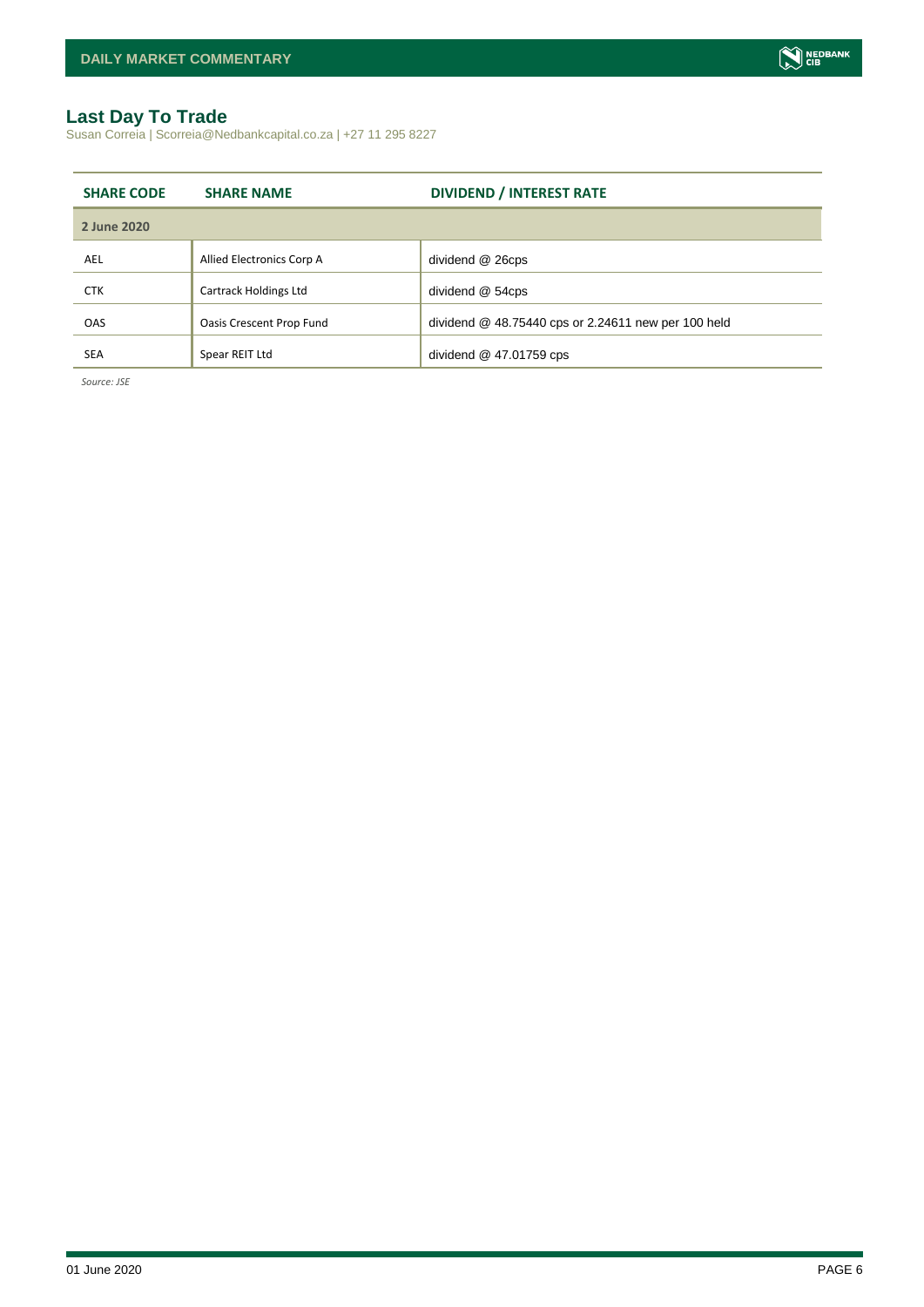## Last Day To Trade

Susan Correia | Scorreia@Nedbankcapital.co.za | +27 11 295 8227

| SHARE CODE | SHARE NAME | DIVIDEND / INTEREST RATE |
|---|---|---|
| **2 June 2020** | | |
| AEL | Allied Electronics Corp A | dividend @ 26cps |
| CTK | Cartrack Holdings Ltd | dividend @ 54cps |
| OAS | Oasis Crescent Prop Fund | dividend @ 48.75440 cps or 2.24611 new per 100 held |
| SEA | Spear REIT Ltd | dividend @ 47.01759 cps |

*Source: JSE*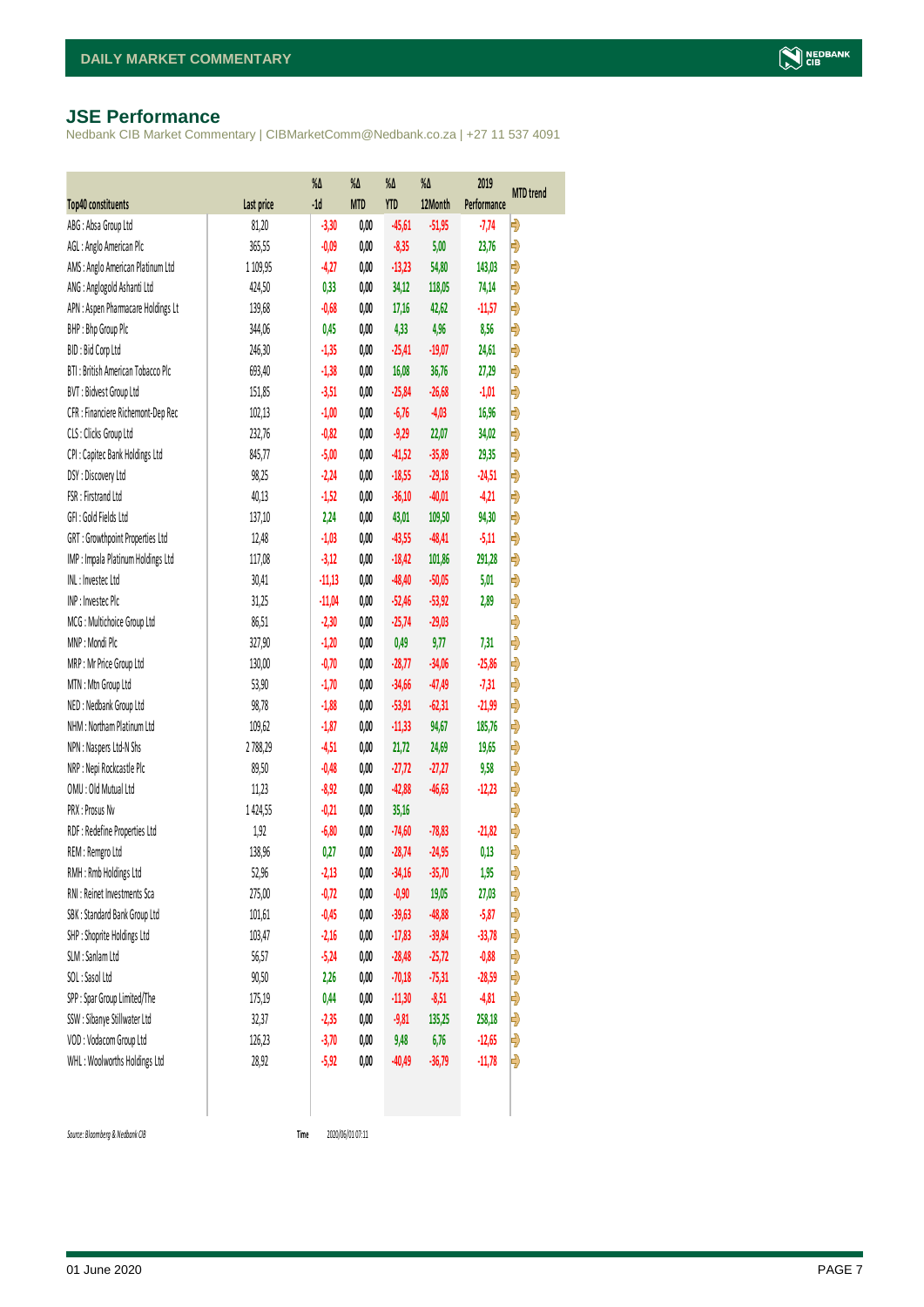## JSE Performance

Nedbank CIB Market Commentary | CIBMarketComm@Nedbank.co.za | +27 11 537 4091

| Top40 constituents | Last price | %Δ -1d | %Δ MTD | %Δ YTD | %Δ 12Month | 2019 Performance | MTD trend |
|---|---|---|---|---|---|---|---|
| ABG : Absa Group Ltd | 81,20 | -3,30 | 0,00 | -45,61 | -51,95 | -7,74 | ➡ |
| AGL : Anglo American Plc | 365,55 | -0,09 | 0,00 | -8,35 | 5,00 | 23,76 | ➡ |
| AMS : Anglo American Platinum Ltd | 1 109,95 | -4,27 | 0,00 | -13,23 | 54,80 | 143,03 | ➡ |
| ANG : Anglogold Ashanti Ltd | 424,50 | 0,33 | 0,00 | 34,12 | 118,05 | 74,14 | ➡ |
| APN : Aspen Pharmacare Holdings Lt | 139,68 | -0,68 | 0,00 | 17,16 | 42,62 | -11,57 | ➡ |
| BHP : Bhp Group Plc | 344,06 | 0,45 | 0,00 | 4,33 | 4,96 | 8,56 | ➡ |
| BID : Bid Corp Ltd | 246,30 | -1,35 | 0,00 | -25,41 | -19,07 | 24,61 | ➡ |
| BTI : British American Tobacco Plc | 693,40 | -1,38 | 0,00 | 16,08 | 36,76 | 27,29 | ➡ |
| BVT : Bidvest Group Ltd | 151,85 | -3,51 | 0,00 | -25,84 | -26,68 | -1,01 | ➡ |
| CFR : Financiere Richemont-Dep Rec | 102,13 | -1,00 | 0,00 | -6,76 | -4,03 | 16,96 | ➡ |
| CLS : Clicks Group Ltd | 232,76 | -0,82 | 0,00 | -9,29 | 22,07 | 34,02 | ➡ |
| CPI : Capitec Bank Holdings Ltd | 845,77 | -5,00 | 0,00 | -41,52 | -35,89 | 29,35 | ➡ |
| DSY : Discovery Ltd | 98,25 | -2,24 | 0,00 | -18,55 | -29,18 | -24,51 | ➡ |
| FSR : Firstrand Ltd | 40,13 | -1,52 | 0,00 | -36,10 | -40,01 | -4,21 | ➡ |
| GFI : Gold Fields Ltd | 137,10 | 2,24 | 0,00 | 43,01 | 109,50 | 94,30 | ➡ |
| GRT : Growthpoint Properties Ltd | 12,48 | -1,03 | 0,00 | -43,55 | -48,41 | -5,11 | ➡ |
| IMP : Impala Platinum Holdings Ltd | 117,08 | -3,12 | 0,00 | -18,42 | 101,86 | 291,28 | ➡ |
| INL : Investec Ltd | 30,41 | -11,13 | 0,00 | -48,40 | -50,05 | 5,01 | ➡ |
| INP : Investec Plc | 31,25 | -11,04 | 0,00 | -52,46 | -53,92 | 2,89 | ➡ |
| MCG : Multichoice Group Ltd | 86,51 | -2,30 | 0,00 | -25,74 | -29,03 | | ➡ |
| MNP : Mondi Plc | 327,90 | -1,20 | 0,00 | 0,49 | 9,77 | 7,31 | ➡ |
| MRP : Mr Price Group Ltd | 130,00 | -0,70 | 0,00 | -28,77 | -34,06 | -25,86 | ➡ |
| MTN : Mtn Group Ltd | 53,90 | -1,70 | 0,00 | -34,66 | -47,49 | -7,31 | ➡ |
| NED : Nedbank Group Ltd | 98,78 | -1,88 | 0,00 | -53,91 | -62,31 | -21,99 | ➡ |
| NHM : Northam Platinum Ltd | 109,62 | -1,87 | 0,00 | -11,33 | 94,67 | 185,76 | ➡ |
| NPN : Naspers Ltd-N Shs | 2 788,29 | -4,51 | 0,00 | 21,72 | 24,69 | 19,65 | ➡ |
| NRP : Nepi Rockcastle Plc | 89,50 | -0,48 | 0,00 | -27,72 | -27,27 | 9,58 | ➡ |
| OMU : Old Mutual Ltd | 11,23 | -8,92 | 0,00 | -42,88 | -46,63 | -12,23 | ➡ |
| PRX : Prosus Nv | 1 424,55 | -0,21 | 0,00 | 35,16 | | | ➡ |
| RDF : Redefine Properties Ltd | 1,92 | -6,80 | 0,00 | -74,60 | -78,83 | -21,82 | ➡ |
| REM : Remgro Ltd | 138,96 | 0,27 | 0,00 | -28,74 | -24,95 | 0,13 | ➡ |
| RMH : Rmb Holdings Ltd | 52,96 | -2,13 | 0,00 | -34,16 | -35,70 | 1,95 | ➡ |
| RNI : Reinet Investments Sca | 275,00 | -0,72 | 0,00 | -0,90 | 19,05 | 27,03 | ➡ |
| SBK : Standard Bank Group Ltd | 101,61 | -0,45 | 0,00 | -39,63 | -48,88 | -5,87 | ➡ |
| SHP : Shoprite Holdings Ltd | 103,47 | -2,16 | 0,00 | -17,83 | -39,84 | -33,78 | ➡ |
| SLM : Sanlam Ltd | 56,57 | -5,24 | 0,00 | -28,48 | -25,72 | -0,88 | ➡ |
| SOL : Sasol Ltd | 90,50 | 2,26 | 0,00 | -70,18 | -75,31 | -28,59 | ➡ |
| SPP : Spar Group Limited/The | 175,19 | 0,44 | 0,00 | -11,30 | -8,51 | -4,81 | ➡ |
| SSW : Sibanye Stillwater Ltd | 32,37 | -2,35 | 0,00 | -9,81 | 135,25 | 258,18 | ➡ |
| VOD : Vodacom Group Ltd | 126,23 | -3,70 | 0,00 | 9,48 | 6,76 | -12,65 | ➡ |
| WHL : Woolworths Holdings Ltd | 28,92 | -5,92 | 0,00 | -40,49 | -36,79 | -11,78 | ➡ |

*Source: Bloomberg & Nedbank CIB* Time 2020/06/01 07:11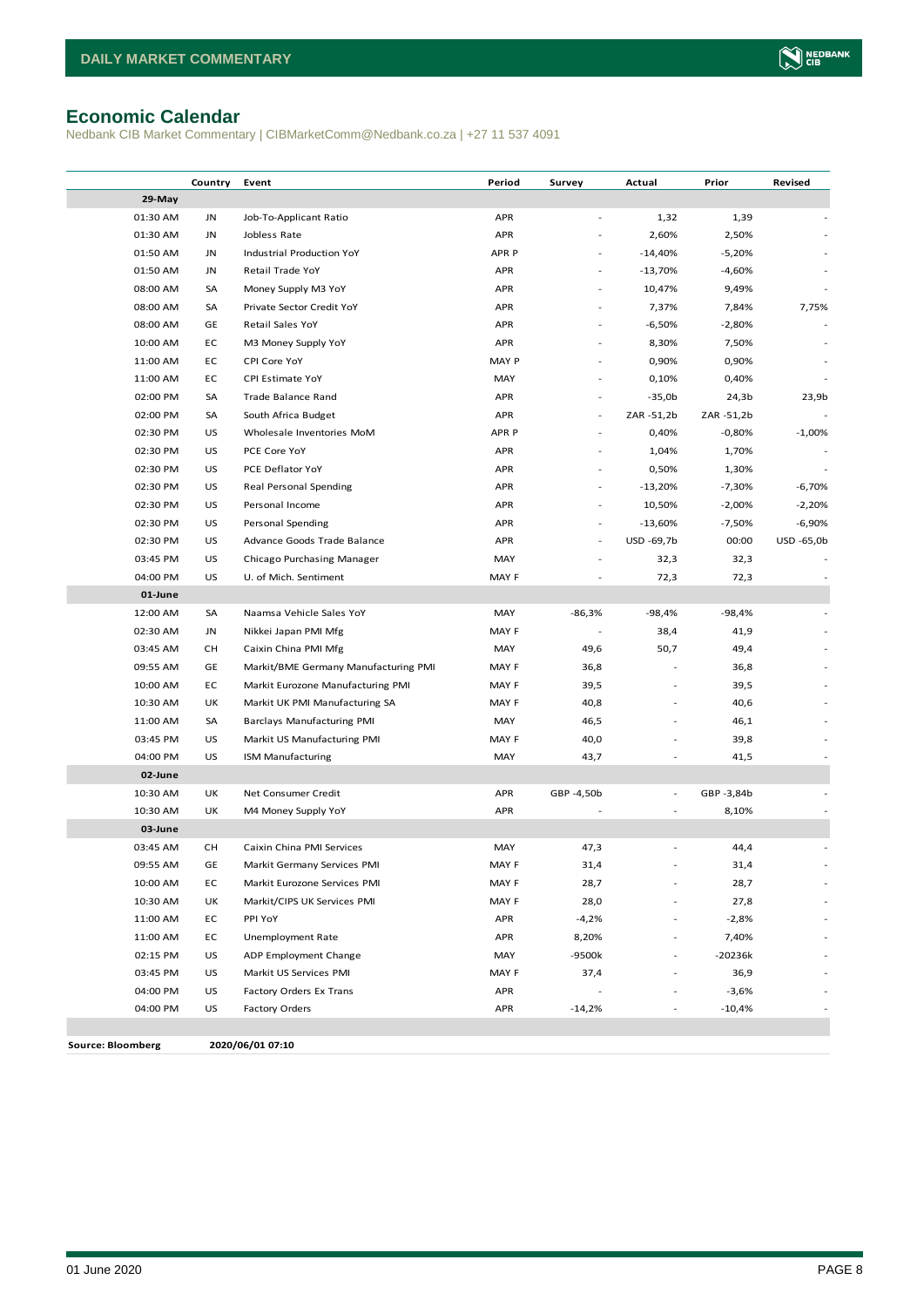## Economic Calendar

Nedbank CIB Market Commentary | CIBMarketComm@Nedbank.co.za | +27 11 537 4091

| | Country | Event | Period | Survey | Actual | Prior | Revised |
|---|---|---|---|---|---|---|---|
| **29-May** | | | | | | | |
| 01:30 AM | JN | Job-To-Applicant Ratio | APR | - | 1,32 | 1,39 | - |
| 01:30 AM | JN | Jobless Rate | APR | - | 2,60% | 2,50% | - |
| 01:50 AM | JN | Industrial Production YoY | APR P | - | -14,40% | -5,20% | - |
| 01:50 AM | JN | Retail Trade YoY | APR | - | -13,70% | -4,60% | - |
| 08:00 AM | SA | Money Supply M3 YoY | APR | - | 10,47% | 9,49% | - |
| 08:00 AM | SA | Private Sector Credit YoY | APR | - | 7,37% | 7,84% | 7,75% |
| 08:00 AM | GE | Retail Sales YoY | APR | - | -6,50% | -2,80% | - |
| 10:00 AM | EC | M3 Money Supply YoY | APR | - | 8,30% | 7,50% | - |
| 11:00 AM | EC | CPI Core YoY | MAY P | - | 0,90% | 0,90% | - |
| 11:00 AM | EC | CPI Estimate YoY | MAY | - | 0,10% | 0,40% | - |
| 02:00 PM | SA | Trade Balance Rand | APR | - | -35,0b | 24,3b | 23,9b |
| 02:00 PM | SA | South Africa Budget | APR | - | ZAR -51,2b | ZAR -51,2b | - |
| 02:30 PM | US | Wholesale Inventories MoM | APR P | - | 0,40% | -0,80% | -1,00% |
| 02:30 PM | US | PCE Core YoY | APR | - | 1,04% | 1,70% | - |
| 02:30 PM | US | PCE Deflator YoY | APR | - | 0,50% | 1,30% | - |
| 02:30 PM | US | Real Personal Spending | APR | - | -13,20% | -7,30% | -6,70% |
| 02:30 PM | US | Personal Income | APR | - | 10,50% | -2,00% | -2,20% |
| 02:30 PM | US | Personal Spending | APR | - | -13,60% | -7,50% | -6,90% |
| 02:30 PM | US | Advance Goods Trade Balance | APR | - | USD -69,7b | 00:00 | USD -65,0b |
| 03:45 PM | US | Chicago Purchasing Manager | MAY | - | 32,3 | 32,3 | - |
| 04:00 PM | US | U. of Mich. Sentiment | MAY F | - | 72,3 | 72,3 | - |
| **01-June** | | | | | | | |
| 12:00 AM | SA | Naamsa Vehicle Sales YoY | MAY | -86,3% | -98,4% | -98,4% | - |
| 02:30 AM | JN | Nikkei Japan PMI Mfg | MAY F | - | 38,4 | 41,9 | - |
| 03:45 AM | CH | Caixin China PMI Mfg | MAY | 49,6 | 50,7 | 49,4 | - |
| 09:55 AM | GE | Markit/BME Germany Manufacturing PMI | MAY F | 36,8 | - | 36,8 | - |
| 10:00 AM | EC | Markit Eurozone Manufacturing PMI | MAY F | 39,5 | - | 39,5 | - |
| 10:30 AM | UK | Markit UK PMI Manufacturing SA | MAY F | 40,8 | - | 40,6 | - |
| 11:00 AM | SA | Barclays Manufacturing PMI | MAY | 46,5 | - | 46,1 | - |
| 03:45 PM | US | Markit US Manufacturing PMI | MAY F | 40,0 | - | 39,8 | - |
| 04:00 PM | US | ISM Manufacturing | MAY | 43,7 | - | 41,5 | - |
| **02-June** | | | | | | | |
| 10:30 AM | UK | Net Consumer Credit | APR | GBP -4,50b | - | GBP -3,84b | - |
| 10:30 AM | UK | M4 Money Supply YoY | APR | - | - | 8,10% | - |
| **03-June** | | | | | | | |
| 03:45 AM | CH | Caixin China PMI Services | MAY | 47,3 | - | 44,4 | - |
| 09:55 AM | GE | Markit Germany Services PMI | MAY F | 31,4 | - | 31,4 | - |
| 10:00 AM | EC | Markit Eurozone Services PMI | MAY F | 28,7 | - | 28,7 | - |
| 10:30 AM | UK | Markit/CIPS UK Services PMI | MAY F | 28,0 | - | 27,8 | - |
| 11:00 AM | EC | PPI YoY | APR | -4,2% | - | -2,8% | - |
| 11:00 AM | EC | Unemployment Rate | APR | 8,20% | - | 7,40% | - |
| 02:15 PM | US | ADP Employment Change | MAY | -9500k | - | -20236k | - |
| 03:45 PM | US | Markit US Services PMI | MAY F | 37,4 | - | 36,9 | - |
| 04:00 PM | US | Factory Orders Ex Trans | APR | - | - | -3,6% | - |
| 04:00 PM | US | Factory Orders | APR | -14,2% | - | -10,4% | - |

**Source: Bloomberg** **2020/06/01 07:10**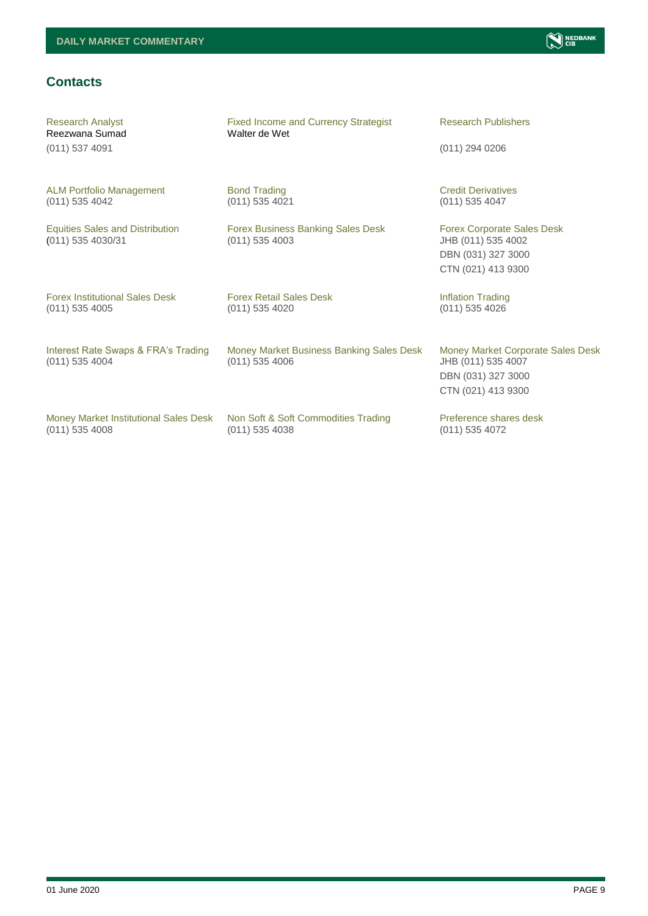## Contacts

Research Analyst
Reezwana Sumad
(011) 537 4091

Fixed Income and Currency Strategist
Walter de Wet

Research Publishers
(011) 294 0206

ALM Portfolio Management
(011) 535 4042

Bond Trading
(011) 535 4021

Credit Derivatives
(011) 535 4047

Equities Sales and Distribution
(011) 535 4030/31

Forex Business Banking Sales Desk
(011) 535 4003

Forex Corporate Sales Desk
JHB (011) 535 4002
DBN (031) 327 3000
CTN (021) 413 9300

Forex Institutional Sales Desk
(011) 535 4005

Forex Retail Sales Desk
(011) 535 4020

Inflation Trading
(011) 535 4026

Interest Rate Swaps & FRA's Trading
(011) 535 4004

Money Market Business Banking Sales Desk
(011) 535 4006

Money Market Corporate Sales Desk
JHB (011) 535 4007
DBN (031) 327 3000
CTN (021) 413 9300

Money Market Institutional Sales Desk
(011) 535 4008

Non Soft & Soft Commodities Trading
(011) 535 4038

Preference shares desk
(011) 535 4072